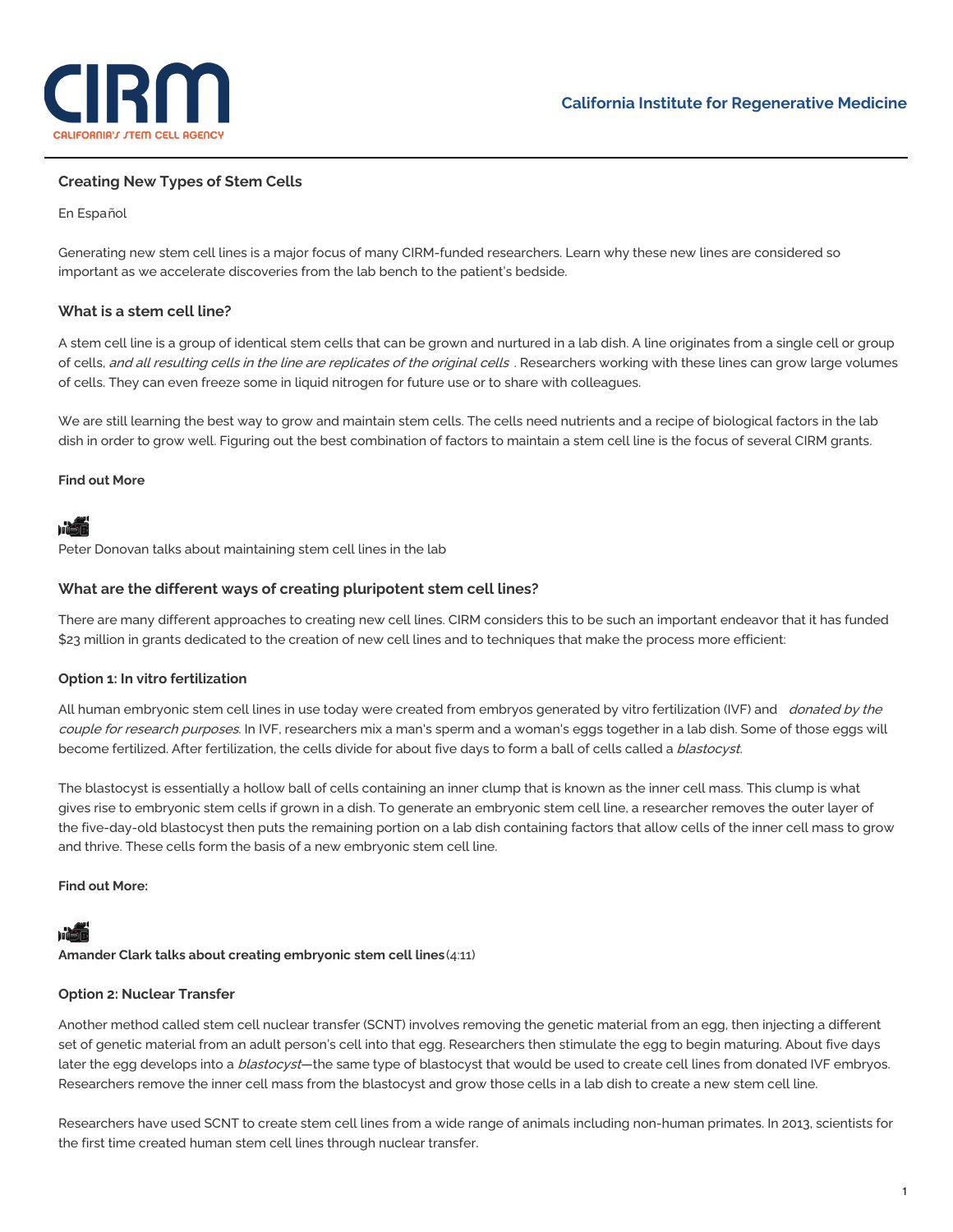California Institute for Regenerative Medicine

### Creating New Types of Stem Cells

En Español

Generating new stem cell lines is a major focus of many CIRM-funded researchers. Learn why these new lines are considered so important as we accelerate discoveries from the lab bench to the patient's bedside.

## What is a stem cell line?

A stem cell line is a group of identical stem cells that can be grown and nurtured in a lab dish. A line originates from a single cell or group of cells, *and all resulting cells in the line are replicates of the original cells* . Researchers working with these lines can grow large volumes of cells. They can even freeze some in liquid nitrogen for future use or to share with colleagues.

We are still learning the best way to grow and maintain stem cells. The cells need nutrients and a recipe of biological factors in the lab dish in order to grow well. Figuring out the best combination of factors to maintain a stem cell line is the focus of several CIRM grants.

**Find out More**

Peter Donovan talks about maintaining stem cell lines in the lab

## What are the different ways of creating pluripotent stem cell lines?

There are many different approaches to creating new cell lines. CIRM considers this to be such an important endeavor that it has funded $23 million in grants dedicated to the creation of new cell lines and to techniques that make the process more efficient:

### Option 1: In vitro fertilization

All human embryonic stem cell lines in use today were created from embryos generated by vitro fertilization (IVF) and *donated by the couple for research purposes*. In IVF, researchers mix a man's sperm and a woman's eggs together in a lab dish. Some of those eggs will become fertilized. After fertilization, the cells divide for about five days to form a ball of cells called a *blastocyst*.

The blastocyst is essentially a hollow ball of cells containing an inner clump that is known as the inner cell mass. This clump is what gives rise to embryonic stem cells if grown in a dish. To generate an embryonic stem cell line, a researcher removes the outer layer of the five-day-old blastocyst then puts the remaining portion on a lab dish containing factors that allow cells of the inner cell mass to grow and thrive. These cells form the basis of a new embryonic stem cell line.

**Find out More:**

**Amander Clark talks about creating embryonic stem cell lines** (4:11)

### Option 2: Nuclear Transfer

Another method called stem cell nuclear transfer (SCNT) involves removing the genetic material from an egg, then injecting a different set of genetic material from an adult person's cell into that egg. Researchers then stimulate the egg to begin maturing. About five days later the egg develops into a *blastocyst*—the same type of blastocyst that would be used to create cell lines from donated IVF embryos. Researchers remove the inner cell mass from the blastocyst and grow those cells in a lab dish to create a new stem cell line.

Researchers have used SCNT to create stem cell lines from a wide range of animals including non-human primates. In 2013, scientists for the first time created human stem cell lines through nuclear transfer.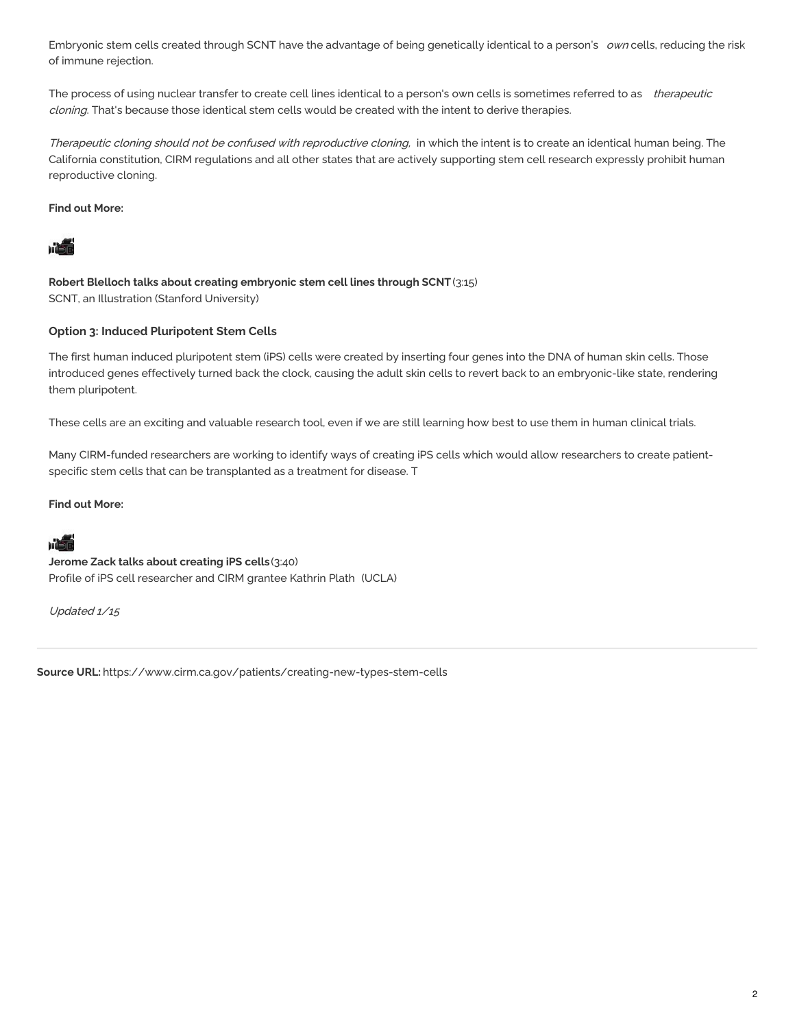Embryonic stem cells created through SCNT have the advantage of being genetically identical to a person's *own* cells, reducing the risk of immune rejection.

The process of using nuclear transfer to create cell lines identical to a person's own cells is sometimes referred to as *therapeutic cloning*. That's because those identical stem cells would be created with the intent to derive therapies.

*Therapeutic cloning should not be confused with reproductive cloning,* in which the intent is to create an identical human being. The California constitution, CIRM regulations and all other states that are actively supporting stem cell research expressly prohibit human reproductive cloning.

**Find out More:**

**Robert Blelloch talks about creating embryonic stem cell lines through SCNT** (3:15)
SCNT, an Illustration (Stanford University)

### Option 3: Induced Pluripotent Stem Cells

The first human induced pluripotent stem (iPS) cells were created by inserting four genes into the DNA of human skin cells. Those introduced genes effectively turned back the clock, causing the adult skin cells to revert back to an embryonic-like state, rendering them pluripotent.

These cells are an exciting and valuable research tool, even if we are still learning how best to use them in human clinical trials.

Many CIRM-funded researchers are working to identify ways of creating iPS cells which would allow researchers to create patient-specific stem cells that can be transplanted as a treatment for disease. T

**Find out More:**

**Jerome Zack talks about creating iPS cells** (3:40)
Profile of iPS cell researcher and CIRM grantee Kathrin Plath (UCLA)

*Updated 1/15*

---

**Source URL:** https://www.cirm.ca.gov/patients/creating-new-types-stem-cells